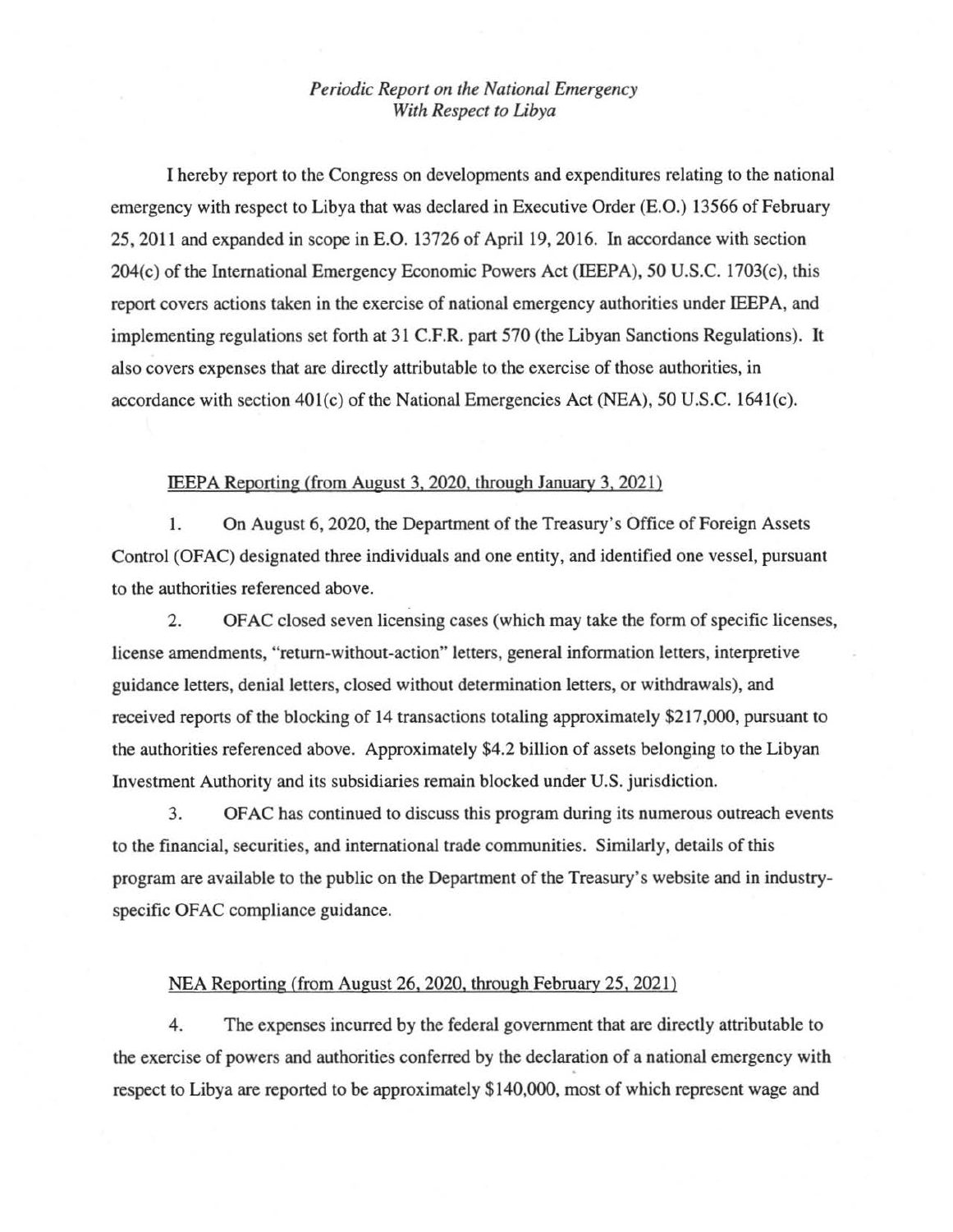*Periodic Report on the National Emergency With Respect to Libya*

I hereby report to the Congress on developments and expenditures relating to the national emergency with respect to Libya that was declared in Executive Order (E.O.) 13566 of February 25, 2011 and expanded in scope in E.O. 13726 of April 19, 2016. In accordance with section 204(c) of the International Emergency Economic Powers Act (IEEPA), 50 U.S.C. 1703(c), this report covers actions taken in the exercise of national emergency authorities under IEEPA, and implementing regulations set forth at 31 C.F.R. part 570 (the Libyan Sanctions Regulations). It also covers expenses that are directly attributable to the exercise of those authorities, in accordance with section 401(c) of the National Emergencies Act (NEA), 50 U.S.C. 1641(c).

<u>IEEPA Reporting (from August 3, 2020, through January 3, 2021)</u>

1. On August 6, 2020, the Department of the Treasury's Office of Foreign Assets Control (OFAC) designated three individuals and one entity, and identified one vessel, pursuant to the authorities referenced above.

2. OFAC closed seven licensing cases (which may take the form of specific licenses, license amendments, "return-without-action" letters, general information letters, interpretive guidance letters, denial letters, closed without determination letters, or withdrawals), and received reports of the blocking of 14 transactions totaling approximately $217,000, pursuant to the authorities referenced above. Approximately $4.2 billion of assets belonging to the Libyan Investment Authority and its subsidiaries remain blocked under U.S. jurisdiction.

3. OFAC has continued to discuss this program during its numerous outreach events to the financial, securities, and international trade communities. Similarly, details of this program are available to the public on the Department of the Treasury's website and in industry-specific OFAC compliance guidance.

<u>NEA Reporting (from August 26, 2020, through February 25, 2021)</u>

4. The expenses incurred by the federal government that are directly attributable to the exercise of powers and authorities conferred by the declaration of a national emergency with respect to Libya are reported to be approximately $140,000, most of which represent wage and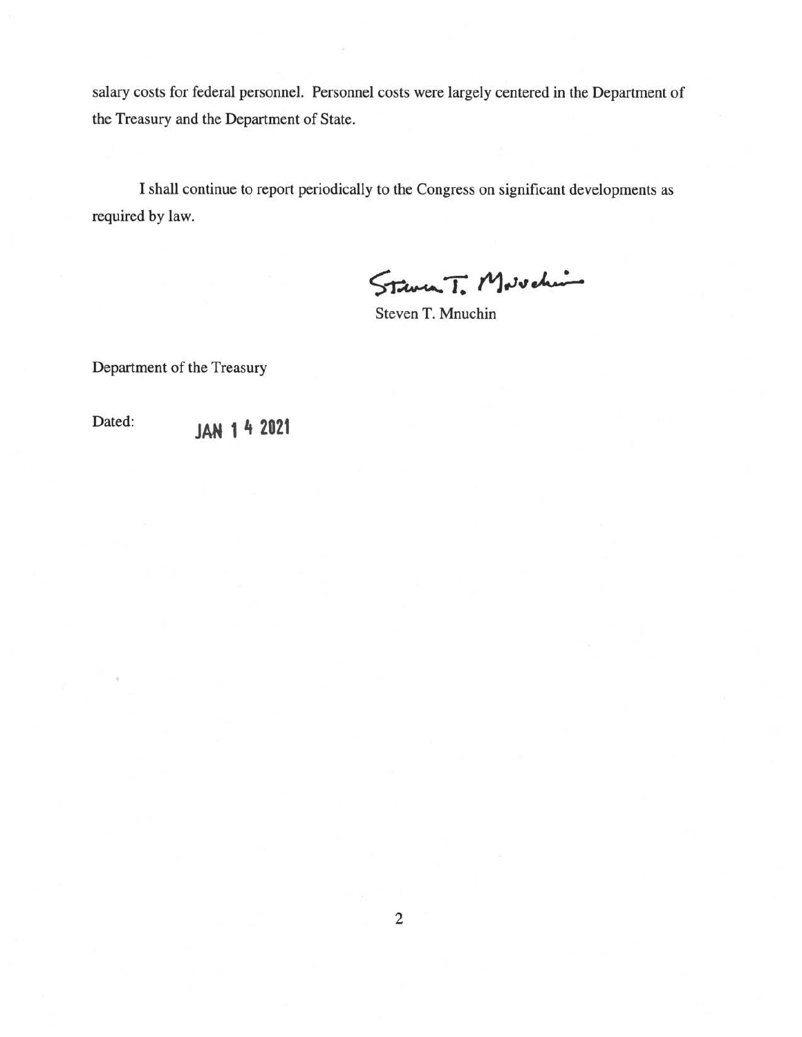salary costs for federal personnel. Personnel costs were largely centered in the Department of the Treasury and the Department of State.

I shall continue to report periodically to the Congress on significant developments as required by law.

Steven T. Mnuchin

Department of the Treasury

Dated: JAN 14 2021